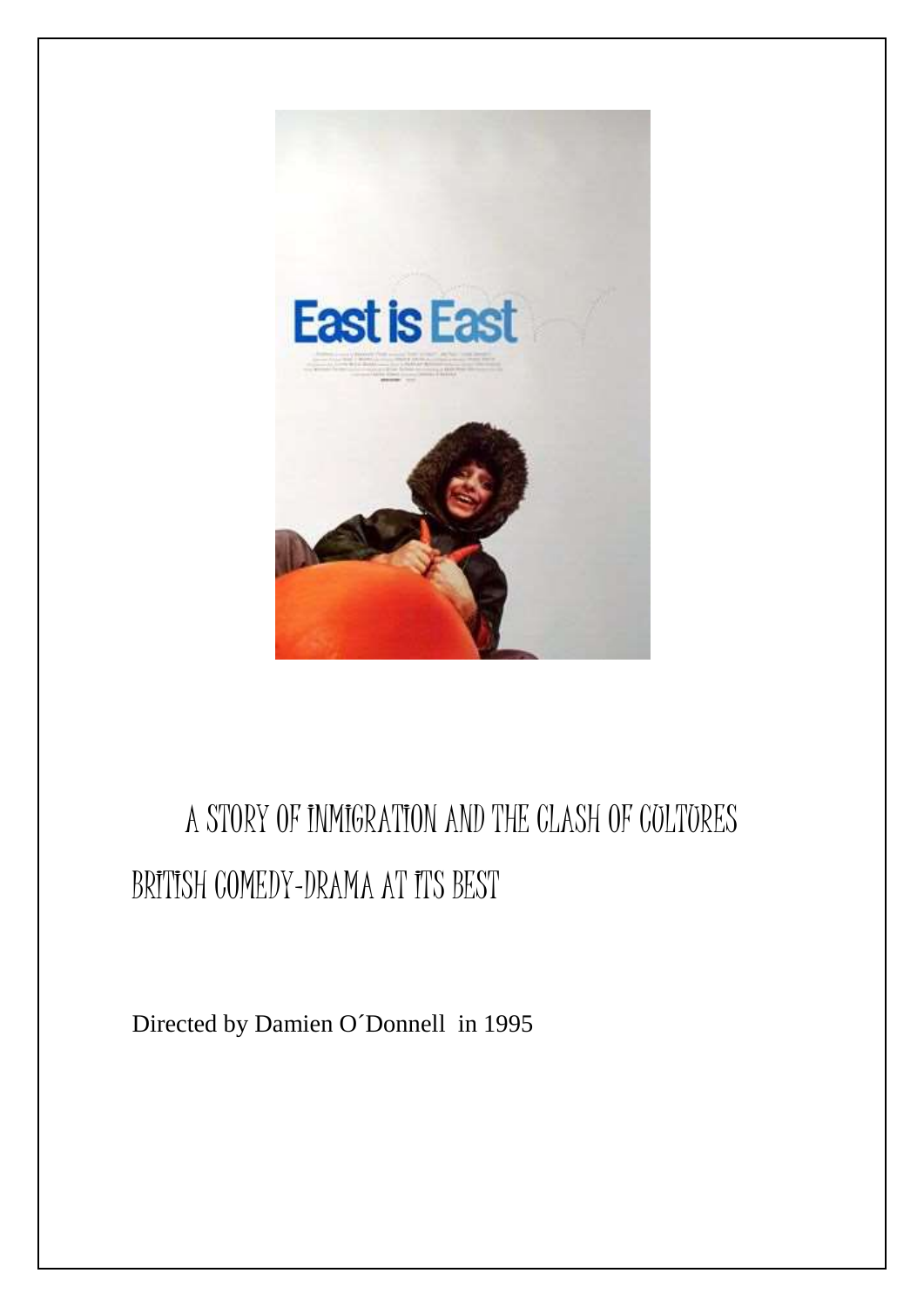A STORY OF INMIGRATION AND THE CLASH OF CULTURES

BRITISH COMEDY-DRAMA AT ITS BEST

Directed by Damien O´Donnell in 1995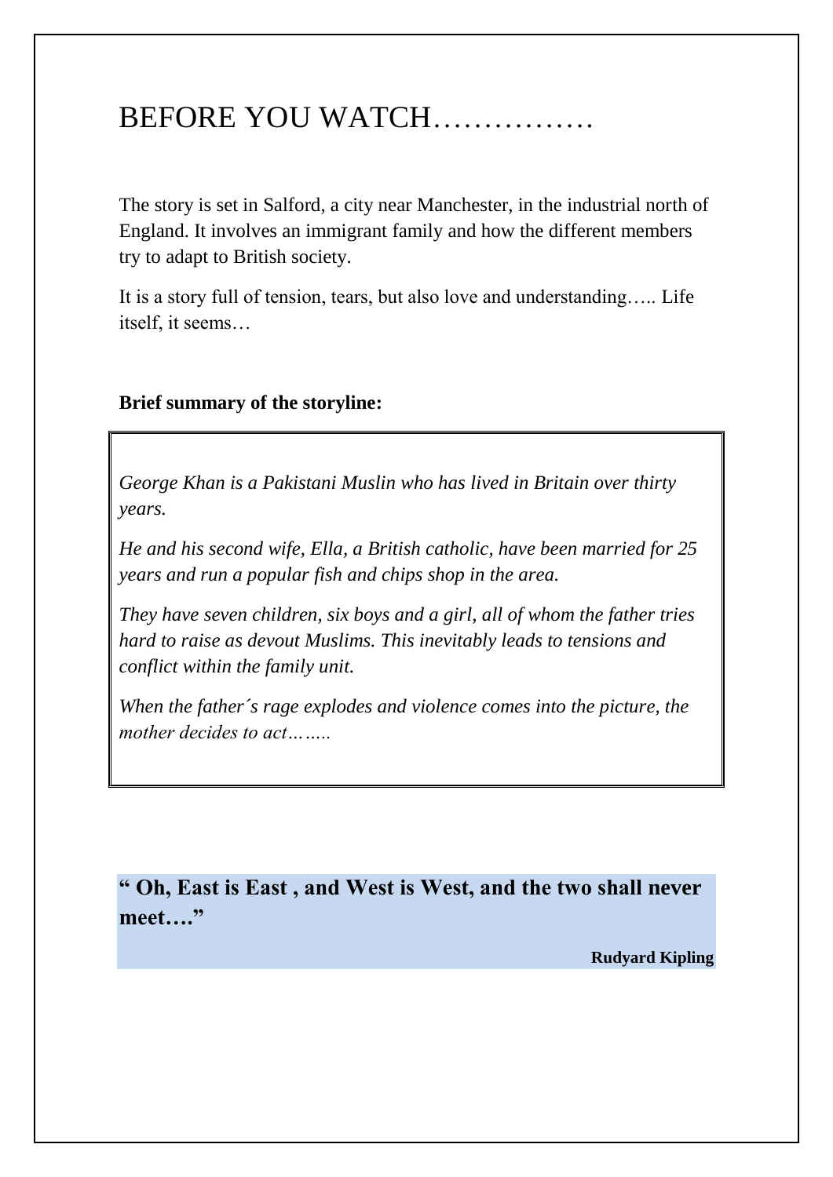# BEFORE YOU WATCH…………….

The story is set in Salford, a city near Manchester, in the industrial north of England. It involves an immigrant family and how the different members try to adapt to British society.

It is a story full of tension, tears, but also love and understanding….. Life itself, it seems…

**Brief summary of the storyline:**

*George Khan is a Pakistani Muslin who has lived in Britain over thirty years.*

*He and his second wife, Ella, a British catholic, have been married for 25 years and run a popular fish and chips shop in the area.*

*They have seven children, six boys and a girl, all of whom the father tries hard to raise as devout Muslims. This inevitably leads to tensions and conflict within the family unit.*

*When the father´s rage explodes and violence comes into the picture, the mother decides to act……..*

**" Oh, East is East , and West is West, and the two shall never meet…."**

**Rudyard Kipling**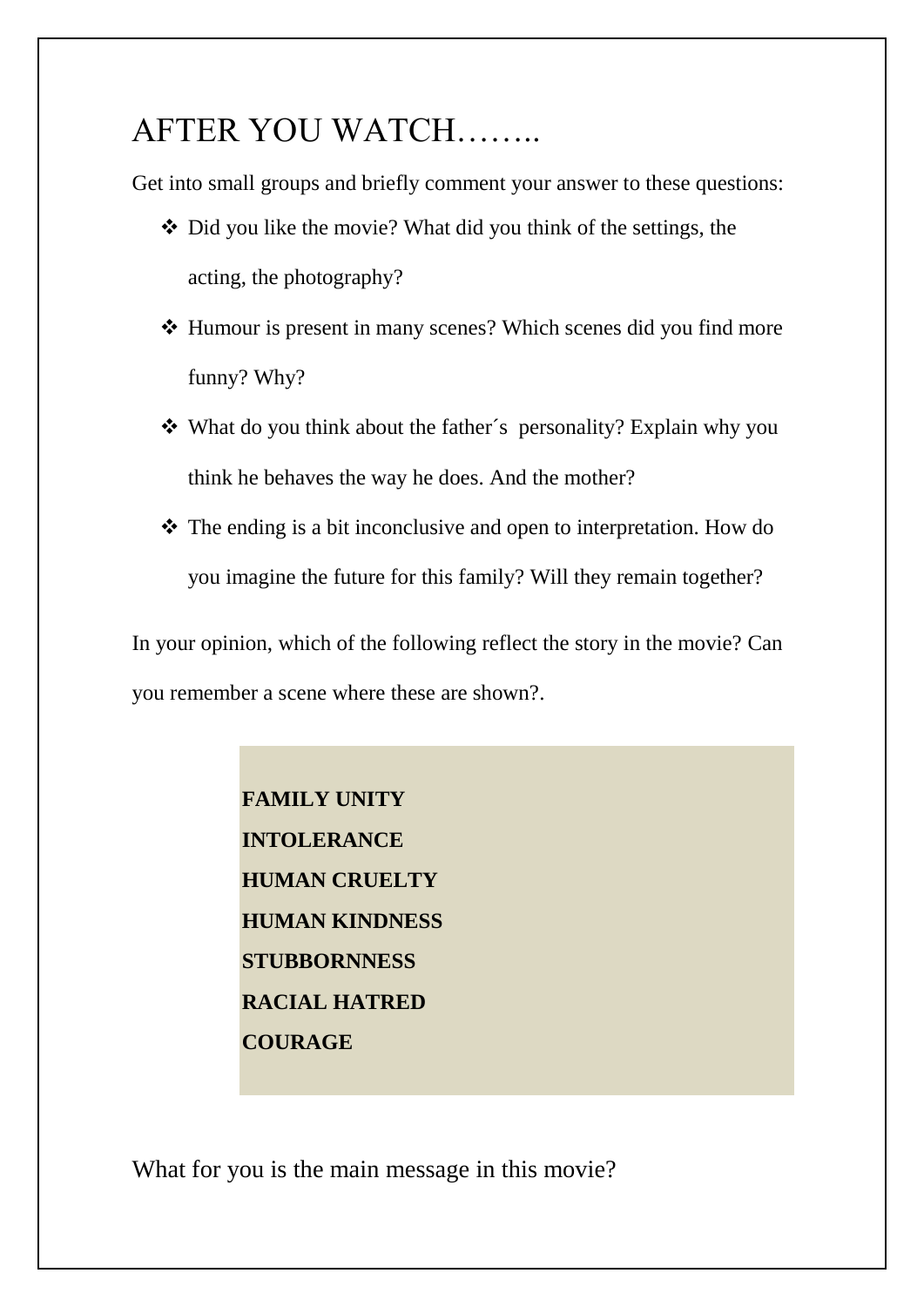# AFTER YOU WATCH……..

Get into small groups and briefly comment your answer to these questions:

- Did you like the movie? What did you think of the settings, the acting, the photography?
- Humour is present in many scenes? Which scenes did you find more funny? Why?
- What do you think about the father´s personality? Explain why you think he behaves the way he does. And the mother?
- The ending is a bit inconclusive and open to interpretation. How do you imagine the future for this family? Will they remain together?

In your opinion, which of the following reflect the story in the movie? Can you remember a scene where these are shown?.

**FAMILY UNITY**
**INTOLERANCE**
**HUMAN CRUELTY**
**HUMAN KINDNESS**
**STUBBORNNESS**
**RACIAL HATRED**
**COURAGE**

What for you is the main message in this movie?